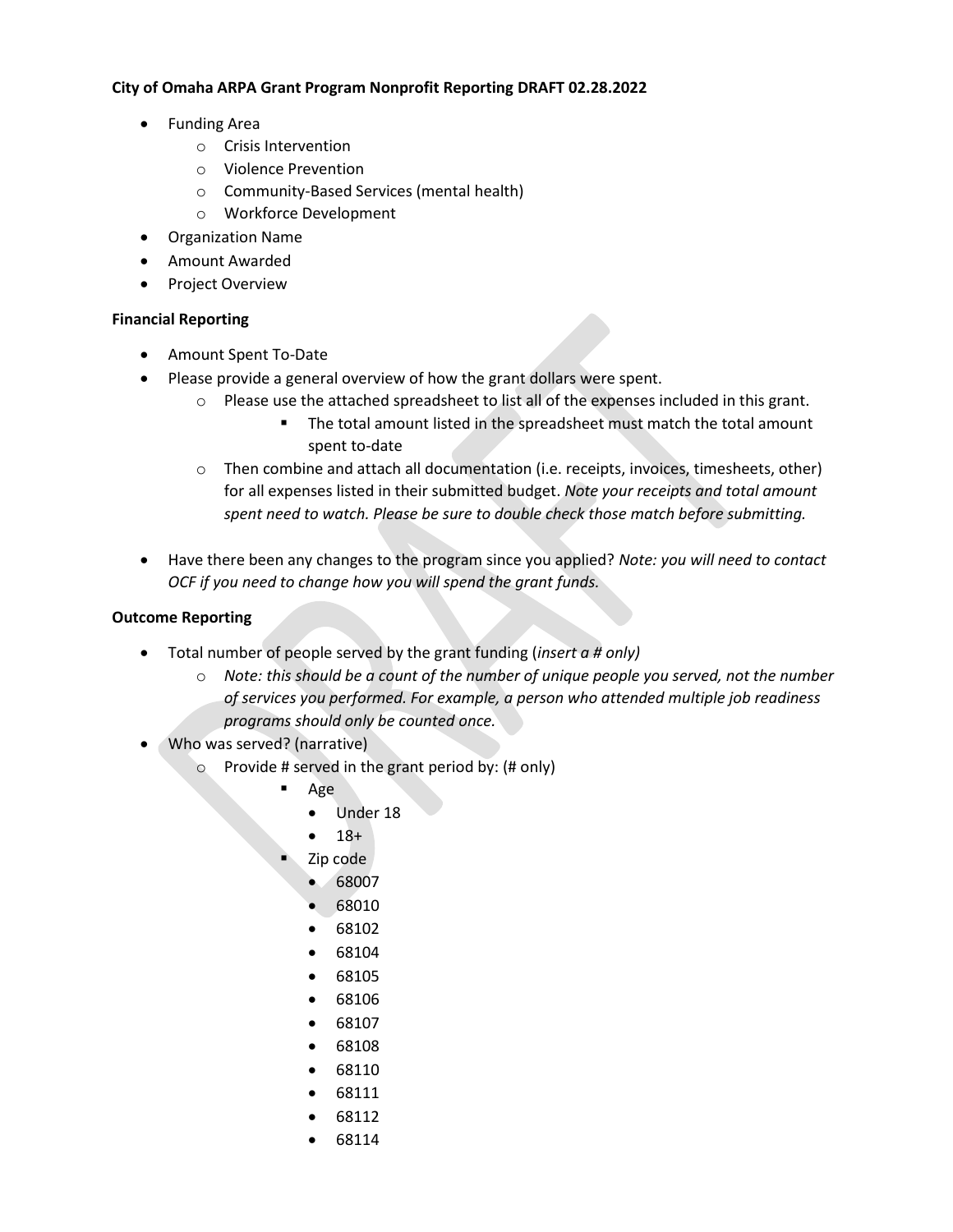**City of Omaha ARPA Grant Program Nonprofit Reporting DRAFT 02.28.2022**

- Funding Area
  - Crisis Intervention
  - Violence Prevention
  - Community-Based Services (mental health)
  - Workforce Development
- Organization Name
- Amount Awarded
- Project Overview

**Financial Reporting**

- Amount Spent To-Date
- Please provide a general overview of how the grant dollars were spent.
  - Please use the attached spreadsheet to list all of the expenses included in this grant.
    - The total amount listed in the spreadsheet must match the total amount spent to-date
  - Then combine and attach all documentation (i.e. receipts, invoices, timesheets, other) for all expenses listed in their submitted budget. *Note your receipts and total amount spent need to watch. Please be sure to double check those match before submitting.*
- Have there been any changes to the program since you applied? *Note: you will need to contact OCF if you need to change how you will spend the grant funds.*

**Outcome Reporting**

- Total number of people served by the grant funding (*insert a # only)*
  - *Note: this should be a count of the number of unique people you served, not the number of services you performed. For example, a person who attended multiple job readiness programs should only be counted once.*
- Who was served? (narrative)
  - Provide # served in the grant period by: (# only)
    - Age
      - Under 18
      - 18+
    - Zip code
      - 68007
      - 68010
      - 68102
      - 68104
      - 68105
      - 68106
      - 68107
      - 68108
      - 68110
      - 68111
      - 68112
      - 68114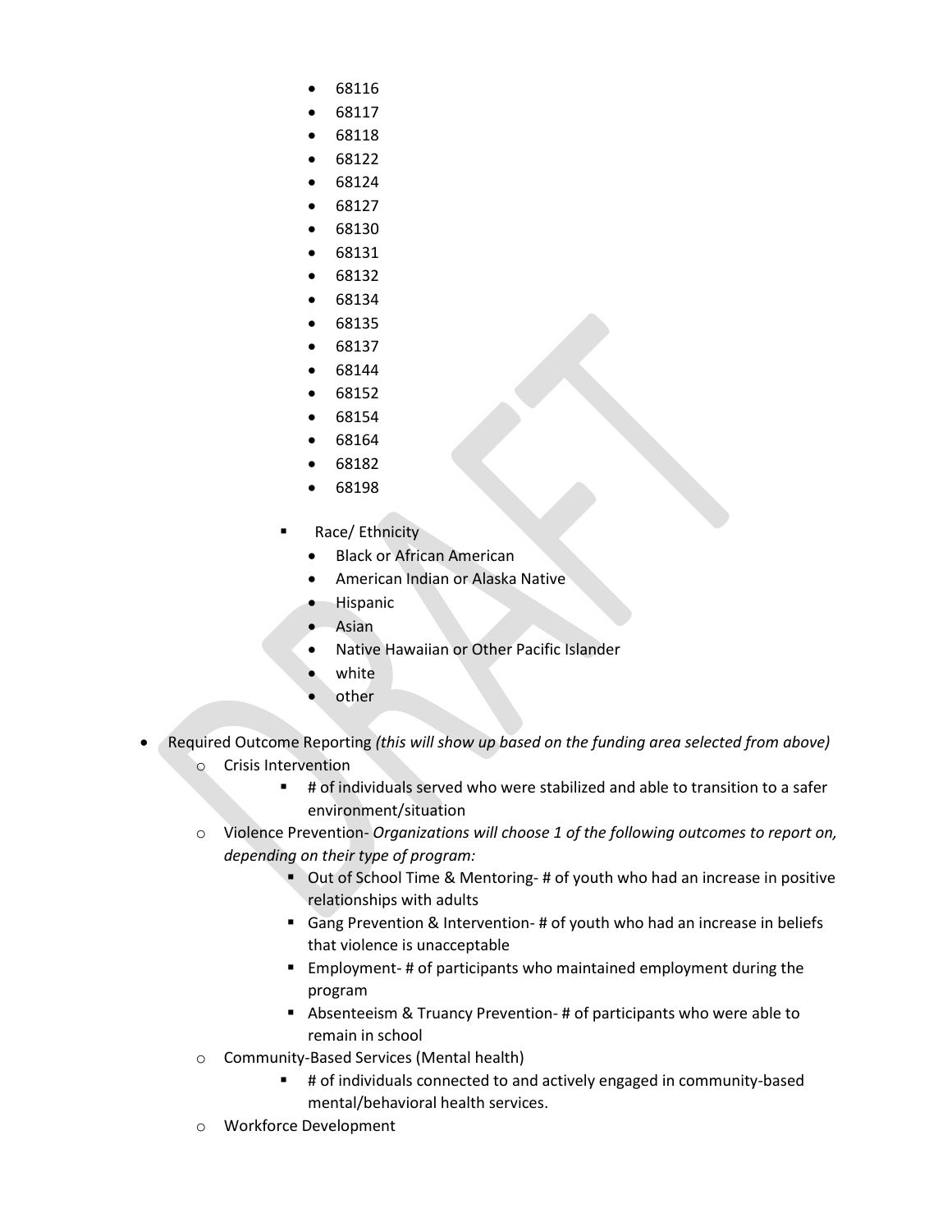- 68116
        - 68117
        - 68118
        - 68122
        - 68124
        - 68127
        - 68130
        - 68131
        - 68132
        - 68134
        - 68135
        - 68137
        - 68144
        - 68152
        - 68154
        - 68164
        - 68182
        - 68198

      - Race/ Ethnicity
        - Black or African American
        - American Indian or Alaska Native
        - Hispanic
        - Asian
        - Native Hawaiian or Other Pacific Islander
        - white
        - other

- Required Outcome Reporting *(this will show up based on the funding area selected from above)*
  - Crisis Intervention
    - # of individuals served who were stabilized and able to transition to a safer environment/situation
  - Violence Prevention- *Organizations will choose 1 of the following outcomes to report on, depending on their type of program:*
    - Out of School Time & Mentoring- # of youth who had an increase in positive relationships with adults
    - Gang Prevention & Intervention- # of youth who had an increase in beliefs that violence is unacceptable
    - Employment- # of participants who maintained employment during the program
    - Absenteeism & Truancy Prevention- # of participants who were able to remain in school
  - Community-Based Services (Mental health)
    - # of individuals connected to and actively engaged in community-based mental/behavioral health services.
  - Workforce Development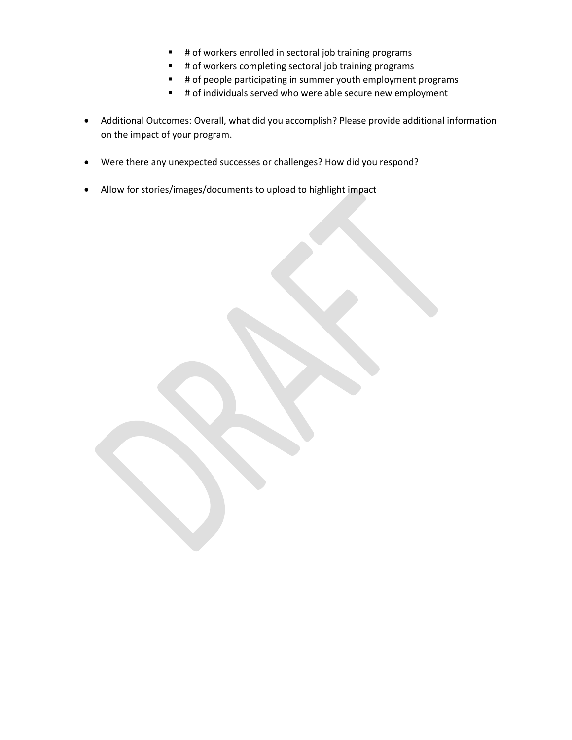- # of workers enrolled in sectoral job training programs
  - # of workers completing sectoral job training programs
  - # of people participating in summer youth employment programs
  - # of individuals served who were able secure new employment

- Additional Outcomes: Overall, what did you accomplish? Please provide additional information on the impact of your program.

- Were there any unexpected successes or challenges? How did you respond?

- Allow for stories/images/documents to upload to highlight impact